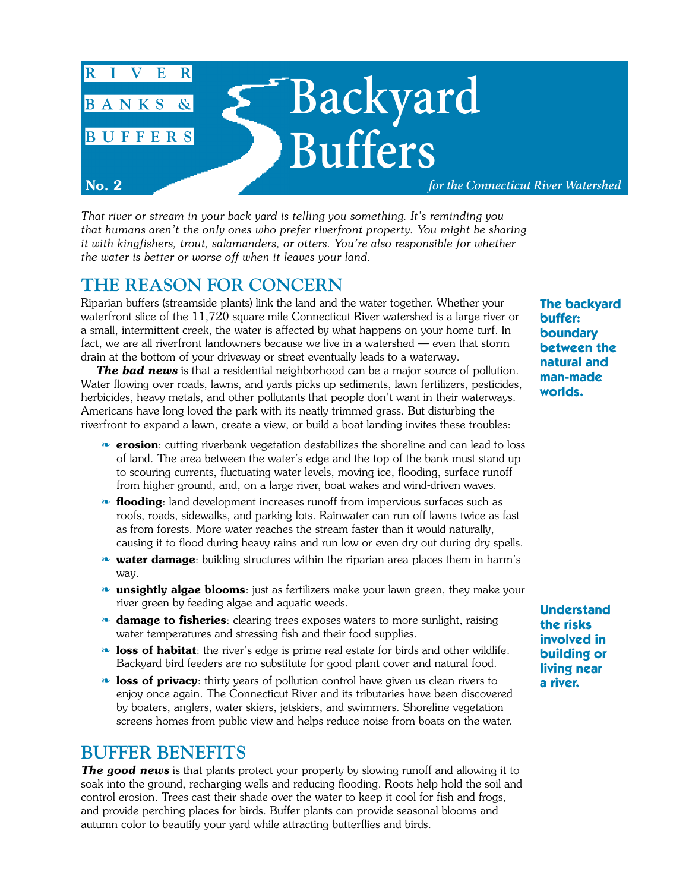RIVER BANKS & BUFFERS

No. 2

# Backyard Buffers

*for the Connecticut River Watershed*

*That river or stream in your back yard is telling you something. It's reminding you that humans aren't the only ones who prefer riverfront property. You might be sharing it with kingfishers, trout, salamanders, or otters. You're also responsible for whether the water is better or worse off when it leaves your land.*

## THE REASON FOR CONCERN

**The backyard buffer: boundary between the natural and man-made worlds.**

Riparian buffers (streamside plants) link the land and the water together. Whether your waterfront slice of the 11,720 square mile Connecticut River watershed is a large river or a small, intermittent creek, the water is affected by what happens on your home turf. In fact, we are all riverfront landowners because we live in a watershed — even that storm drain at the bottom of your driveway or street eventually leads to a waterway.

***The bad news*** is that a residential neighborhood can be a major source of pollution. Water flowing over roads, lawns, and yards picks up sediments, lawn fertilizers, pesticides, herbicides, heavy metals, and other pollutants that people don't want in their waterways. Americans have long loved the park with its neatly trimmed grass. But disturbing the riverfront to expand a lawn, create a view, or build a boat landing invites these troubles:

- **erosion**: cutting riverbank vegetation destabilizes the shoreline and can lead to loss of land. The area between the water's edge and the top of the bank must stand up to scouring currents, fluctuating water levels, moving ice, flooding, surface runoff from higher ground, and, on a large river, boat wakes and wind-driven waves.
- **flooding**: land development increases runoff from impervious surfaces such as roofs, roads, sidewalks, and parking lots. Rainwater can run off lawns twice as fast as from forests. More water reaches the stream faster than it would naturally, causing it to flood during heavy rains and run low or even dry out during dry spells.
- **water damage**: building structures within the riparian area places them in harm's way.
- **unsightly algae blooms**: just as fertilizers make your lawn green, they make your river green by feeding algae and aquatic weeds.
- **damage to fisheries**: clearing trees exposes waters to more sunlight, raising water temperatures and stressing fish and their food supplies.
- **loss of habitat**: the river's edge is prime real estate for birds and other wildlife. Backyard bird feeders are no substitute for good plant cover and natural food.
- **loss of privacy**: thirty years of pollution control have given us clean rivers to enjoy once again. The Connecticut River and its tributaries have been discovered by boaters, anglers, water skiers, jetskiers, and swimmers. Shoreline vegetation screens homes from public view and helps reduce noise from boats on the water.

**Understand the risks involved in building or living near a river.**

## BUFFER BENEFITS

***The good news*** is that plants protect your property by slowing runoff and allowing it to soak into the ground, recharging wells and reducing flooding. Roots help hold the soil and control erosion. Trees cast their shade over the water to keep it cool for fish and frogs, and provide perching places for birds. Buffer plants can provide seasonal blooms and autumn color to beautify your yard while attracting butterflies and birds.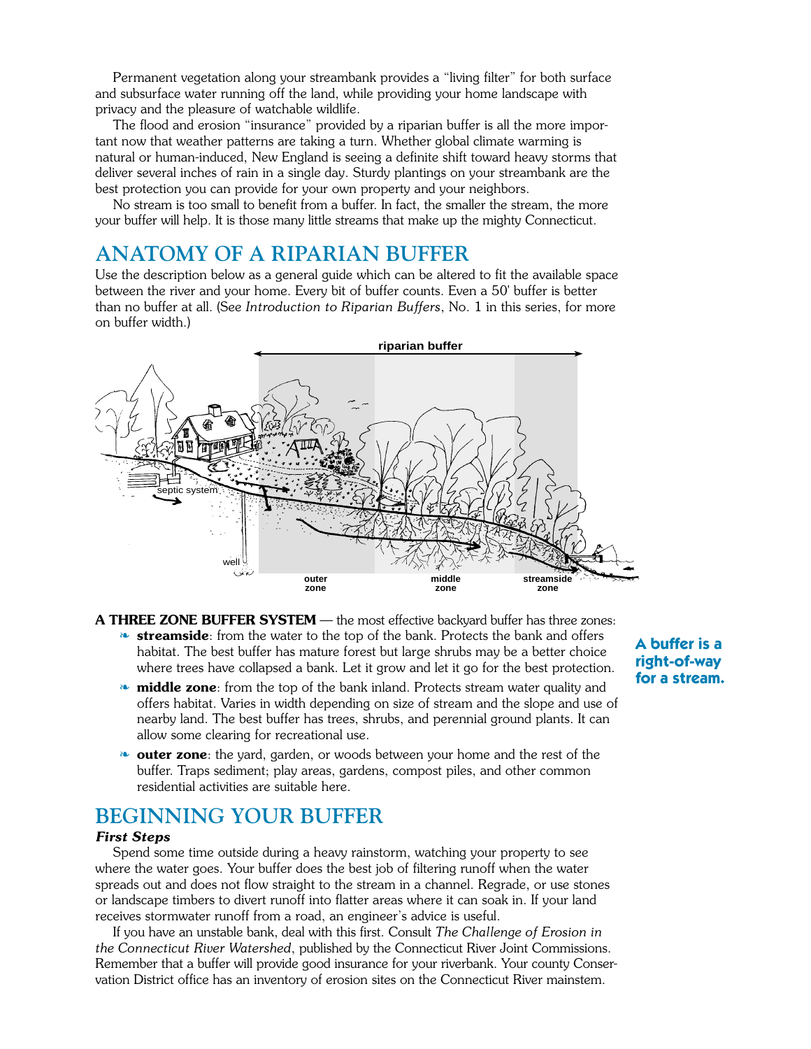Permanent vegetation along your streambank provides a "living filter" for both surface and subsurface water running off the land, while providing your home landscape with privacy and the pleasure of watchable wildlife.

The flood and erosion "insurance" provided by a riparian buffer is all the more important now that weather patterns are taking a turn. Whether global climate warming is natural or human-induced, New England is seeing a definite shift toward heavy storms that deliver several inches of rain in a single day. Sturdy plantings on your streambank are the best protection you can provide for your own property and your neighbors.

No stream is too small to benefit from a buffer. In fact, the smaller the stream, the more your buffer will help. It is those many little streams that make up the mighty Connecticut.

## ANATOMY OF A RIPARIAN BUFFER

Use the description below as a general guide which can be altered to fit the available space between the river and your home. Every bit of buffer counts. Even a 50' buffer is better than no buffer at all. (See *Introduction to Riparian Buffers*, No. 1 in this series, for more on buffer width.)

riparian buffer

septic system

well

outer zone

middle zone

streamside zone

**A THREE ZONE BUFFER SYSTEM** — the most effective backyard buffer has three zones:

- **streamside**: from the water to the top of the bank. Protects the bank and offers habitat. The best buffer has mature forest but large shrubs may be a better choice where trees have collapsed a bank. Let it grow and let it go for the best protection.
- **middle zone**: from the top of the bank inland. Protects stream water quality and offers habitat. Varies in width depending on size of stream and the slope and use of nearby land. The best buffer has trees, shrubs, and perennial ground plants. It can allow some clearing for recreational use.
- **outer zone**: the yard, garden, or woods between your home and the rest of the buffer. Traps sediment; play areas, gardens, compost piles, and other common residential activities are suitable here.

**A buffer is a right-of-way for a stream.**

## BEGINNING YOUR BUFFER

### *First Steps*

Spend some time outside during a heavy rainstorm, watching your property to see where the water goes. Your buffer does the best job of filtering runoff when the water spreads out and does not flow straight to the stream in a channel. Regrade, or use stones or landscape timbers to divert runoff into flatter areas where it can soak in. If your land receives stormwater runoff from a road, an engineer's advice is useful.

If you have an unstable bank, deal with this first. Consult *The Challenge of Erosion in the Connecticut River Watershed*, published by the Connecticut River Joint Commissions. Remember that a buffer will provide good insurance for your riverbank. Your county Conservation District office has an inventory of erosion sites on the Connecticut River mainstem.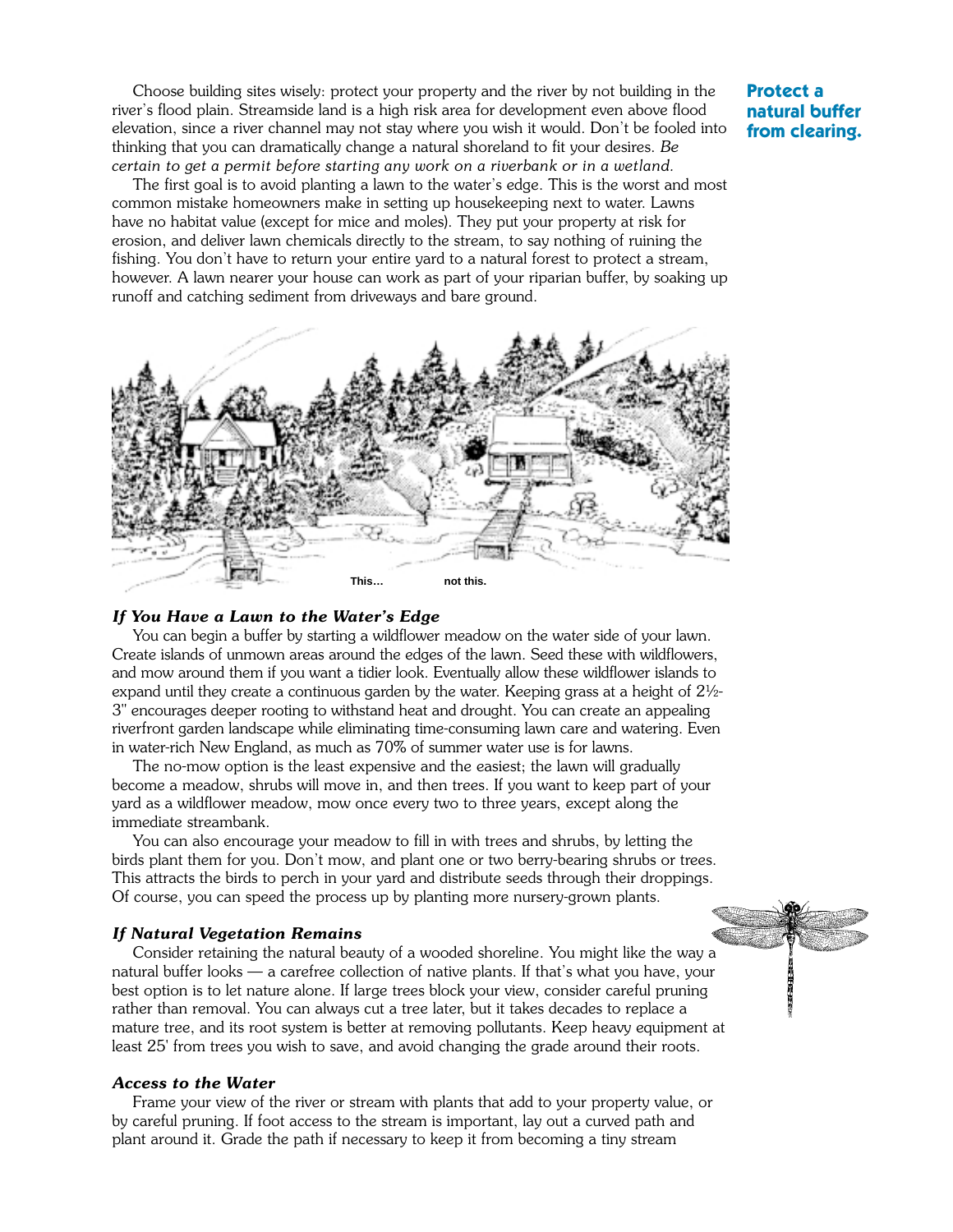**Protect a natural buffer from clearing.**

Choose building sites wisely: protect your property and the river by not building in the river's flood plain. Streamside land is a high risk area for development even above flood elevation, since a river channel may not stay where you wish it would. Don't be fooled into thinking that you can dramatically change a natural shoreland to fit your desires. *Be certain to get a permit before starting any work on a riverbank or in a wetland.*

The first goal is to avoid planting a lawn to the water's edge. This is the worst and most common mistake homeowners make in setting up housekeeping next to water. Lawns have no habitat value (except for mice and moles). They put your property at risk for erosion, and deliver lawn chemicals directly to the stream, to say nothing of ruining the fishing. You don't have to return your entire yard to a natural forest to protect a stream, however. A lawn nearer your house can work as part of your riparian buffer, by soaking up runoff and catching sediment from driveways and bare ground.

This... not this.

### *If You Have a Lawn to the Water's Edge*

You can begin a buffer by starting a wildflower meadow on the water side of your lawn. Create islands of unmown areas around the edges of the lawn. Seed these with wildflowers, and mow around them if you want a tidier look. Eventually allow these wildflower islands to expand until they create a continuous garden by the water. Keeping grass at a height of 2½-3" encourages deeper rooting to withstand heat and drought. You can create an appealing riverfront garden landscape while eliminating time-consuming lawn care and watering. Even in water-rich New England, as much as 70% of summer water use is for lawns.

The no-mow option is the least expensive and the easiest; the lawn will gradually become a meadow, shrubs will move in, and then trees. If you want to keep part of your yard as a wildflower meadow, mow once every two to three years, except along the immediate streambank.

You can also encourage your meadow to fill in with trees and shrubs, by letting the birds plant them for you. Don't mow, and plant one or two berry-bearing shrubs or trees. This attracts the birds to perch in your yard and distribute seeds through their droppings. Of course, you can speed the process up by planting more nursery-grown plants.

### *If Natural Vegetation Remains*

Consider retaining the natural beauty of a wooded shoreline. You might like the way a natural buffer looks — a carefree collection of native plants. If that's what you have, your best option is to let nature alone. If large trees block your view, consider careful pruning rather than removal. You can always cut a tree later, but it takes decades to replace a mature tree, and its root system is better at removing pollutants. Keep heavy equipment at least 25' from trees you wish to save, and avoid changing the grade around their roots.

### *Access to the Water*

Frame your view of the river or stream with plants that add to your property value, or by careful pruning. If foot access to the stream is important, lay out a curved path and plant around it. Grade the path if necessary to keep it from becoming a tiny stream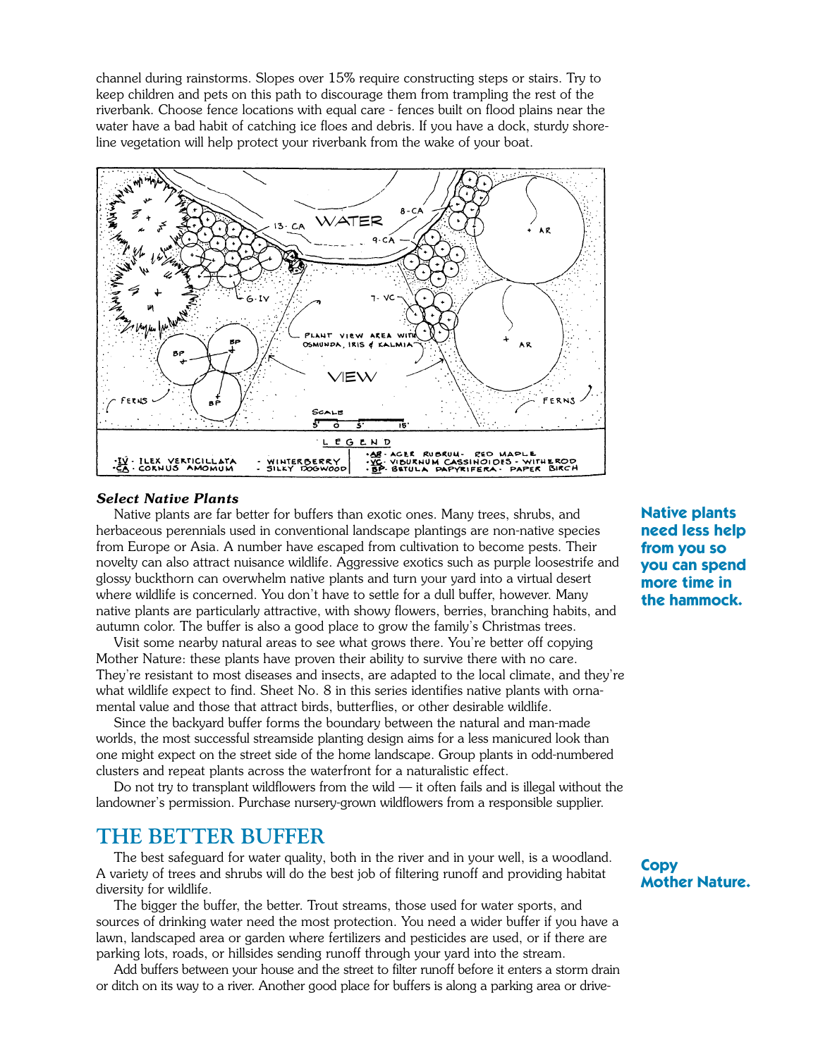channel during rainstorms. Slopes over 15% require constructing steps or stairs. Try to keep children and pets on this path to discourage them from trampling the rest of the riverbank. Choose fence locations with equal care - fences built on flood plains near the water have a bad habit of catching ice floes and debris. If you have a dock, sturdy shoreline vegetation will help protect your riverbank from the wake of your boat.

LEGEND

- IV - ILEX VERTICILLATA - WINTERBERRY
- CA - CORNUS AMOMUM - SILKY DOGWOOD
- AR - ACER RUBRUM - RED MAPLE
- VC - VIBURNUM CASSINOIDES - WITHEROD
- BP - BETULA PAPYRIFERA - PAPER BIRCH

### *Select Native Plants*

Native plants are far better for buffers than exotic ones. Many trees, shrubs, and herbaceous perennials used in conventional landscape plantings are non-native species from Europe or Asia. A number have escaped from cultivation to become pests. Their novelty can also attract nuisance wildlife. Aggressive exotics such as purple loosestrife and glossy buckthorn can overwhelm native plants and turn your yard into a virtual desert where wildlife is concerned. You don't have to settle for a dull buffer, however. Many native plants are particularly attractive, with showy flowers, berries, branching habits, and autumn color. The buffer is also a good place to grow the family's Christmas trees.

**Native plants need less help from you so you can spend more time in the hammock.**

Visit some nearby natural areas to see what grows there. You're better off copying Mother Nature: these plants have proven their ability to survive there with no care. They're resistant to most diseases and insects, are adapted to the local climate, and they're what wildlife expect to find. Sheet No. 8 in this series identifies native plants with ornamental value and those that attract birds, butterflies, or other desirable wildlife.

Since the backyard buffer forms the boundary between the natural and man-made worlds, the most successful streamside planting design aims for a less manicured look than one might expect on the street side of the home landscape. Group plants in odd-numbered clusters and repeat plants across the waterfront for a naturalistic effect.

Do not try to transplant wildflowers from the wild — it often fails and is illegal without the landowner's permission. Purchase nursery-grown wildflowers from a responsible supplier.

## THE BETTER BUFFER

The best safeguard for water quality, both in the river and in your well, is a woodland. A variety of trees and shrubs will do the best job of filtering runoff and providing habitat diversity for wildlife.

**Copy Mother Nature.**

The bigger the buffer, the better. Trout streams, those used for water sports, and sources of drinking water need the most protection. You need a wider buffer if you have a lawn, landscaped area or garden where fertilizers and pesticides are used, or if there are parking lots, roads, or hillsides sending runoff through your yard into the stream.

Add buffers between your house and the street to filter runoff before it enters a storm drain or ditch on its way to a river. Another good place for buffers is along a parking area or drive-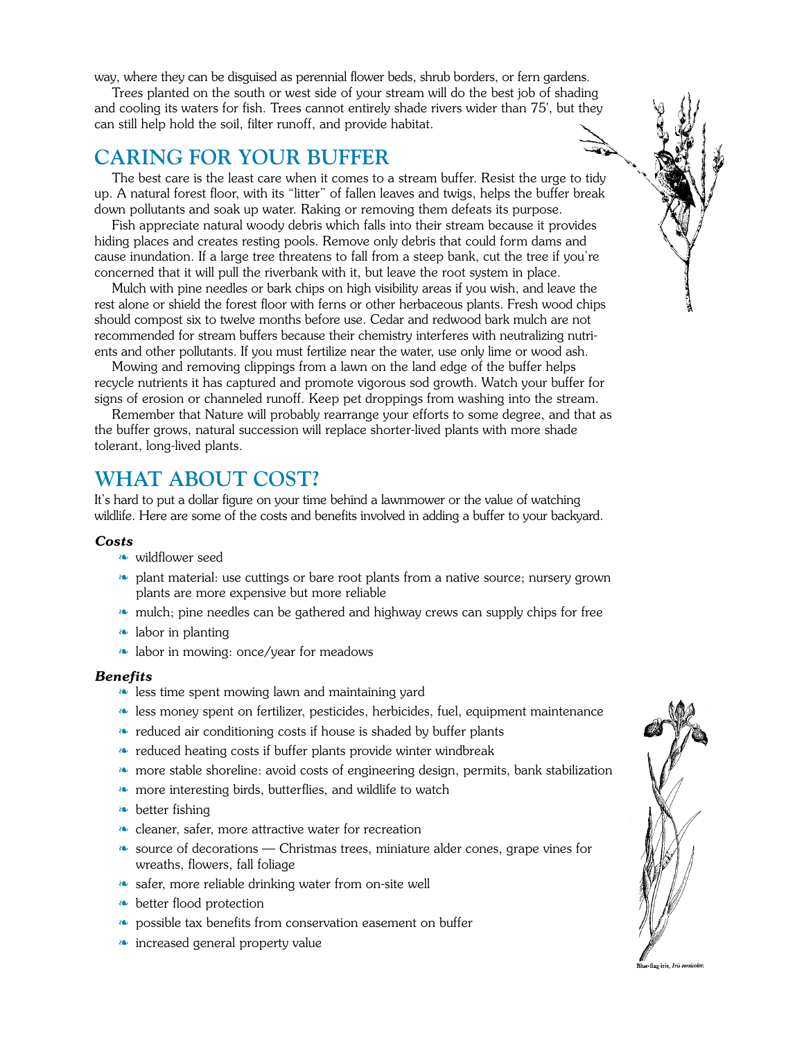way, where they can be disguised as perennial flower beds, shrub borders, or fern gardens.

Trees planted on the south or west side of your stream will do the best job of shading and cooling its waters for fish. Trees cannot entirely shade rivers wider than 75', but they can still help hold the soil, filter runoff, and provide habitat.

## CARING FOR YOUR BUFFER

The best care is the least care when it comes to a stream buffer. Resist the urge to tidy up. A natural forest floor, with its "litter" of fallen leaves and twigs, helps the buffer break down pollutants and soak up water. Raking or removing them defeats its purpose.

Fish appreciate natural woody debris which falls into their stream because it provides hiding places and creates resting pools. Remove only debris that could form dams and cause inundation. If a large tree threatens to fall from a steep bank, cut the tree if you're concerned that it will pull the riverbank with it, but leave the root system in place.

Mulch with pine needles or bark chips on high visibility areas if you wish, and leave the rest alone or shield the forest floor with ferns or other herbaceous plants. Fresh wood chips should compost six to twelve months before use. Cedar and redwood bark mulch are not recommended for stream buffers because their chemistry interferes with neutralizing nutrients and other pollutants. If you must fertilize near the water, use only lime or wood ash.

Mowing and removing clippings from a lawn on the land edge of the buffer helps recycle nutrients it has captured and promote vigorous sod growth. Watch your buffer for signs of erosion or channeled runoff. Keep pet droppings from washing into the stream.

Remember that Nature will probably rearrange your efforts to some degree, and that as the buffer grows, natural succession will replace shorter-lived plants with more shade tolerant, long-lived plants.

## WHAT ABOUT COST?

It's hard to put a dollar figure on your time behind a lawnmower or the value of watching wildlife. Here are some of the costs and benefits involved in adding a buffer to your backyard.

***Costs***

- wildflower seed
- plant material: use cuttings or bare root plants from a native source; nursery grown plants are more expensive but more reliable
- mulch; pine needles can be gathered and highway crews can supply chips for free
- labor in planting
- labor in mowing: once/year for meadows

***Benefits***

- less time spent mowing lawn and maintaining yard
- less money spent on fertilizer, pesticides, herbicides, fuel, equipment maintenance
- reduced air conditioning costs if house is shaded by buffer plants
- reduced heating costs if buffer plants provide winter windbreak
- more stable shoreline: avoid costs of engineering design, permits, bank stabilization
- more interesting birds, butterflies, and wildlife to watch
- better fishing
- cleaner, safer, more attractive water for recreation
- source of decorations — Christmas trees, miniature alder cones, grape vines for wreaths, flowers, fall foliage
- safer, more reliable drinking water from on-site well
- better flood protection
- possible tax benefits from conservation easement on buffer
- increased general property value

Blue-flag iris, *Iris versicolor.*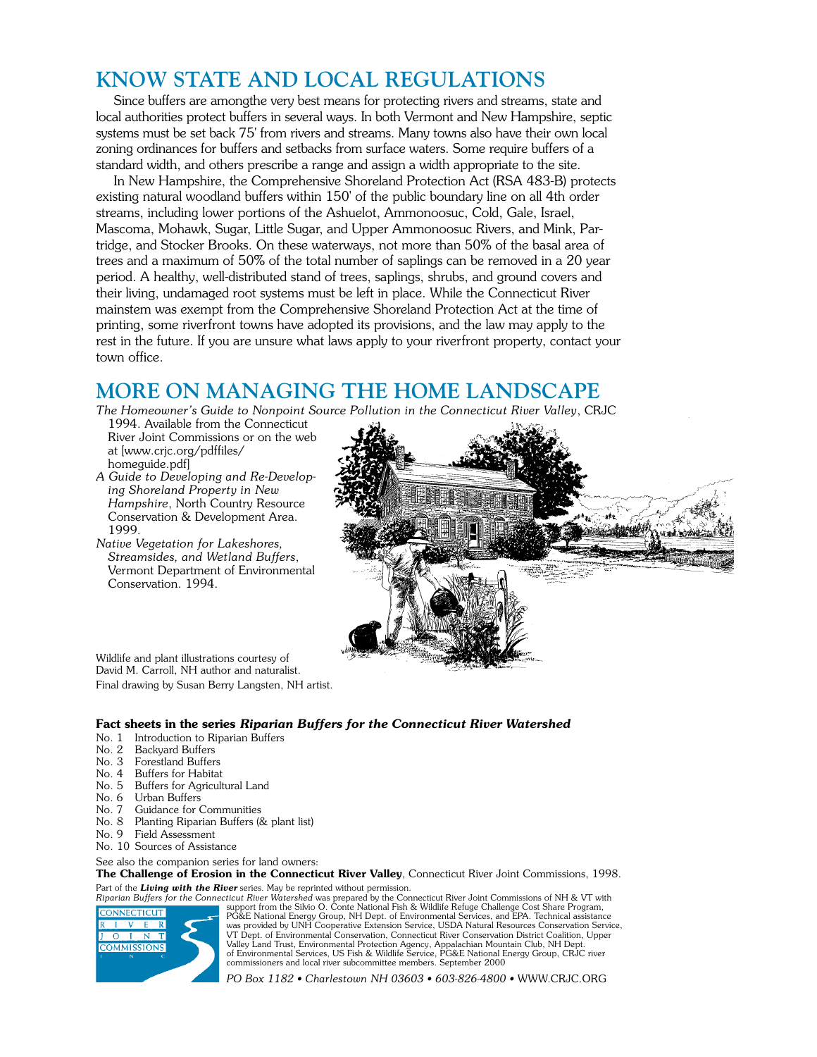## KNOW STATE AND LOCAL REGULATIONS

Since buffers are amongthe very best means for protecting rivers and streams, state and local authorities protect buffers in several ways. In both Vermont and New Hampshire, septic systems must be set back 75' from rivers and streams. Many towns also have their own local zoning ordinances for buffers and setbacks from surface waters. Some require buffers of a standard width, and others prescribe a range and assign a width appropriate to the site.

In New Hampshire, the Comprehensive Shoreland Protection Act (RSA 483-B) protects existing natural woodland buffers within 150' of the public boundary line on all 4th order streams, including lower portions of the Ashuelot, Ammonoosuc, Cold, Gale, Israel, Mascoma, Mohawk, Sugar, Little Sugar, and Upper Ammonoosuc Rivers, and Mink, Partridge, and Stocker Brooks. On these waterways, not more than 50% of the basal area of trees and a maximum of 50% of the total number of saplings can be removed in a 20 year period. A healthy, well-distributed stand of trees, saplings, shrubs, and ground covers and their living, undamaged root systems must be left in place. While the Connecticut River mainstem was exempt from the Comprehensive Shoreland Protection Act at the time of printing, some riverfront towns have adopted its provisions, and the law may apply to the rest in the future. If you are unsure what laws apply to your riverfront property, contact your town office.

## MORE ON MANAGING THE HOME LANDSCAPE

*The Homeowner's Guide to Nonpoint Source Pollution in the Connecticut River Valley*, CRJC 1994. Available from the Connecticut River Joint Commissions or on the web at [www.crjc.org/pdffiles/homeguide.pdf]

*A Guide to Developing and Re-Developing Shoreland Property in New Hampshire*, North Country Resource Conservation & Development Area. 1999.

*Native Vegetation for Lakeshores, Streamsides, and Wetland Buffers*, Vermont Department of Environmental Conservation. 1994.

Wildlife and plant illustrations courtesy of David M. Carroll, NH author and naturalist.
Final drawing by Susan Berry Langsten, NH artist.

**Fact sheets in the series *Riparian Buffers for the Connecticut River Watershed***

No. 1 Introduction to Riparian Buffers
No. 2 Backyard Buffers
No. 3 Forestland Buffers
No. 4 Buffers for Habitat
No. 5 Buffers for Agricultural Land
No. 6 Urban Buffers
No. 7 Guidance for Communities
No. 8 Planting Riparian Buffers (& plant list)
No. 9 Field Assessment
No. 10 Sources of Assistance

See also the companion series for land owners:
**The Challenge of Erosion in the Connecticut River Valley**, Connecticut River Joint Commissions, 1998.

Part of the ***Living with the River*** series. May be reprinted without permission.
*Riparian Buffers for the Connecticut River Watershed* was prepared by the Connecticut River Joint Commissions of NH & VT with support from the Silvio O. Conte National Fish & Wildlife Refuge Challenge Cost Share Program, PG&E National Energy Group, NH Dept. of Environmental Services, and EPA. Technical assistance was provided by UNH Cooperative Extension Service, USDA Natural Resources Conservation Service, VT Dept. of Environmental Conservation, Connecticut River Conservation District Coalition, Upper Valley Land Trust, Environmental Protection Agency, Appalachian Mountain Club, NH Dept. of Environmental Services, US Fish & Wildlife Service, PG&E National Energy Group, CRJC river commissioners and local river subcommittee members. September 2000

CONNECTICUT RIVER JOINT COMMISSIONS INC

*PO Box 1182 • Charlestown NH 03603 • 603-826-4800 •* WWW.CRJC.ORG